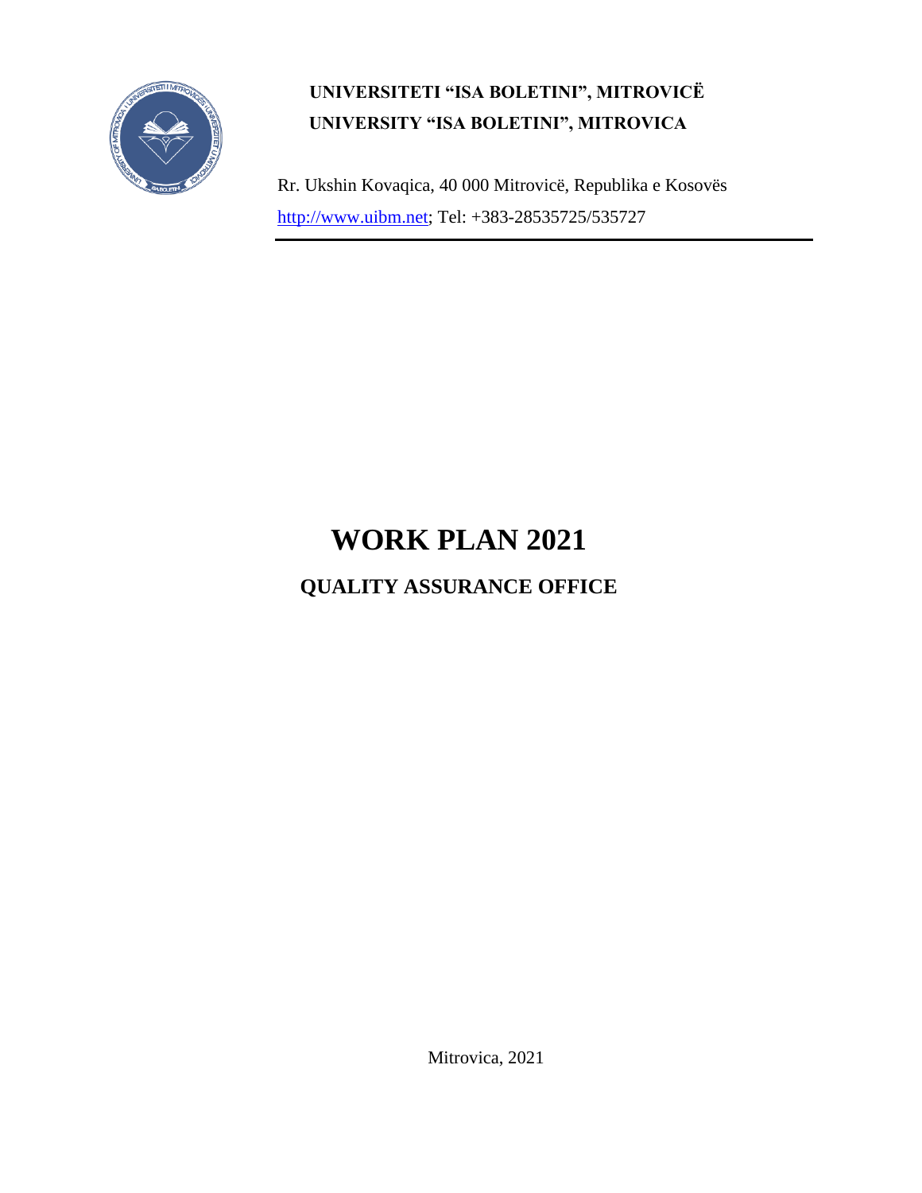**UNIVERSITETI "ISA BOLETINI", MITROVICË**
**UNIVERSITY "ISA BOLETINI", MITROVICA**

Rr. Ukshin Kovaqica, 40 000 Mitrovicë, Republika e Kosovës
http://www.uibm.net; Tel: +383-28535725/535727

# WORK PLAN 2021

## QUALITY ASSURANCE OFFICE

Mitrovica, 2021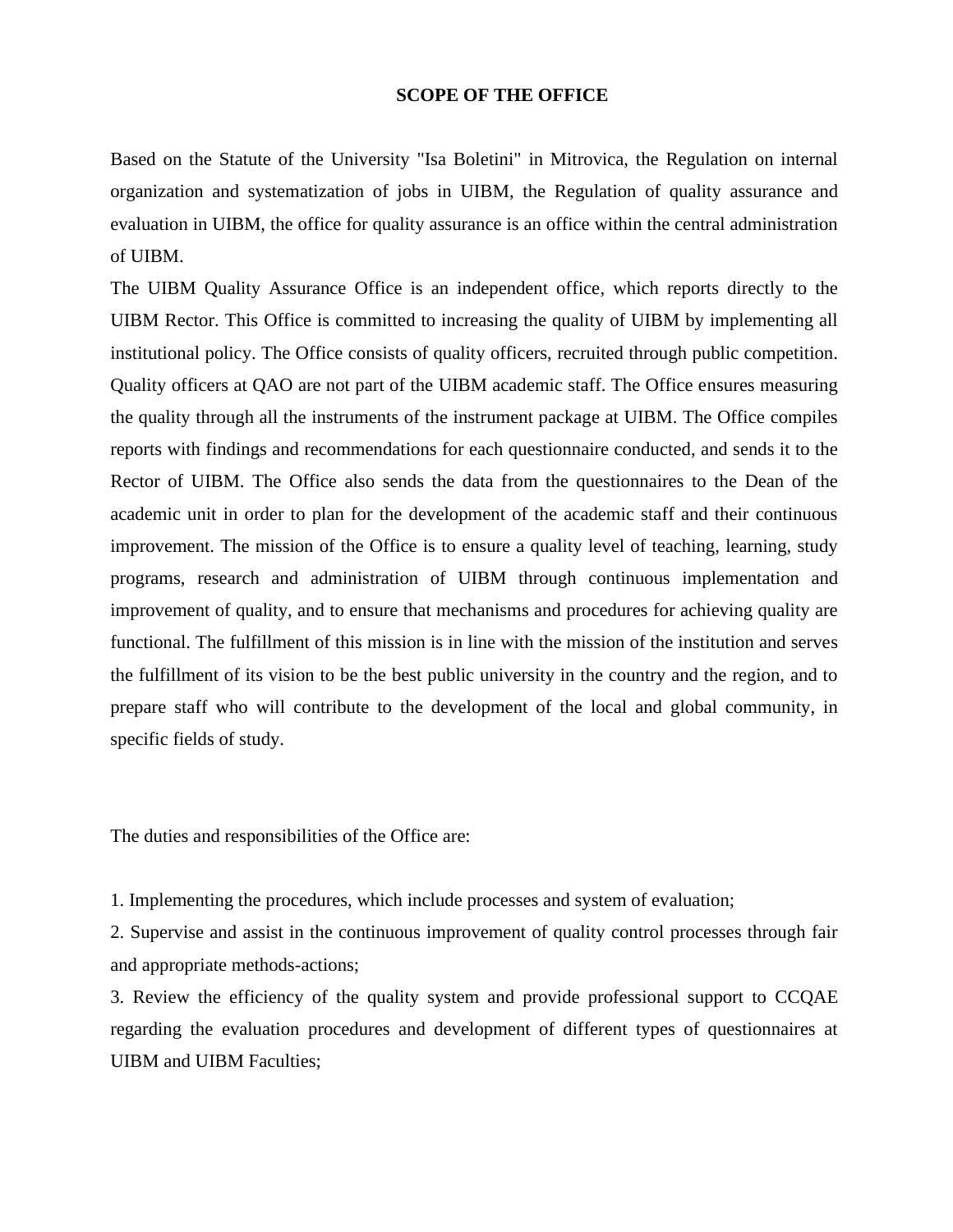# SCOPE OF THE OFFICE

Based on the Statute of the University "Isa Boletini" in Mitrovica, the Regulation on internal organization and systematization of jobs in UIBM, the Regulation of quality assurance and evaluation in UIBM, the office for quality assurance is an office within the central administration of UIBM.

The UIBM Quality Assurance Office is an independent office, which reports directly to the UIBM Rector. This Office is committed to increasing the quality of UIBM by implementing all institutional policy. The Office consists of quality officers, recruited through public competition. Quality officers at QAO are not part of the UIBM academic staff. The Office ensures measuring the quality through all the instruments of the instrument package at UIBM. The Office compiles reports with findings and recommendations for each questionnaire conducted, and sends it to the Rector of UIBM. The Office also sends the data from the questionnaires to the Dean of the academic unit in order to plan for the development of the academic staff and their continuous improvement. The mission of the Office is to ensure a quality level of teaching, learning, study programs, research and administration of UIBM through continuous implementation and improvement of quality, and to ensure that mechanisms and procedures for achieving quality are functional. The fulfillment of this mission is in line with the mission of the institution and serves the fulfillment of its vision to be the best public university in the country and the region, and to prepare staff who will contribute to the development of the local and global community, in specific fields of study.

The duties and responsibilities of the Office are:

1. Implementing the procedures, which include processes and system of evaluation;
2. Supervise and assist in the continuous improvement of quality control processes through fair and appropriate methods-actions;
3. Review the efficiency of the quality system and provide professional support to CCQAE regarding the evaluation procedures and development of different types of questionnaires at UIBM and UIBM Faculties;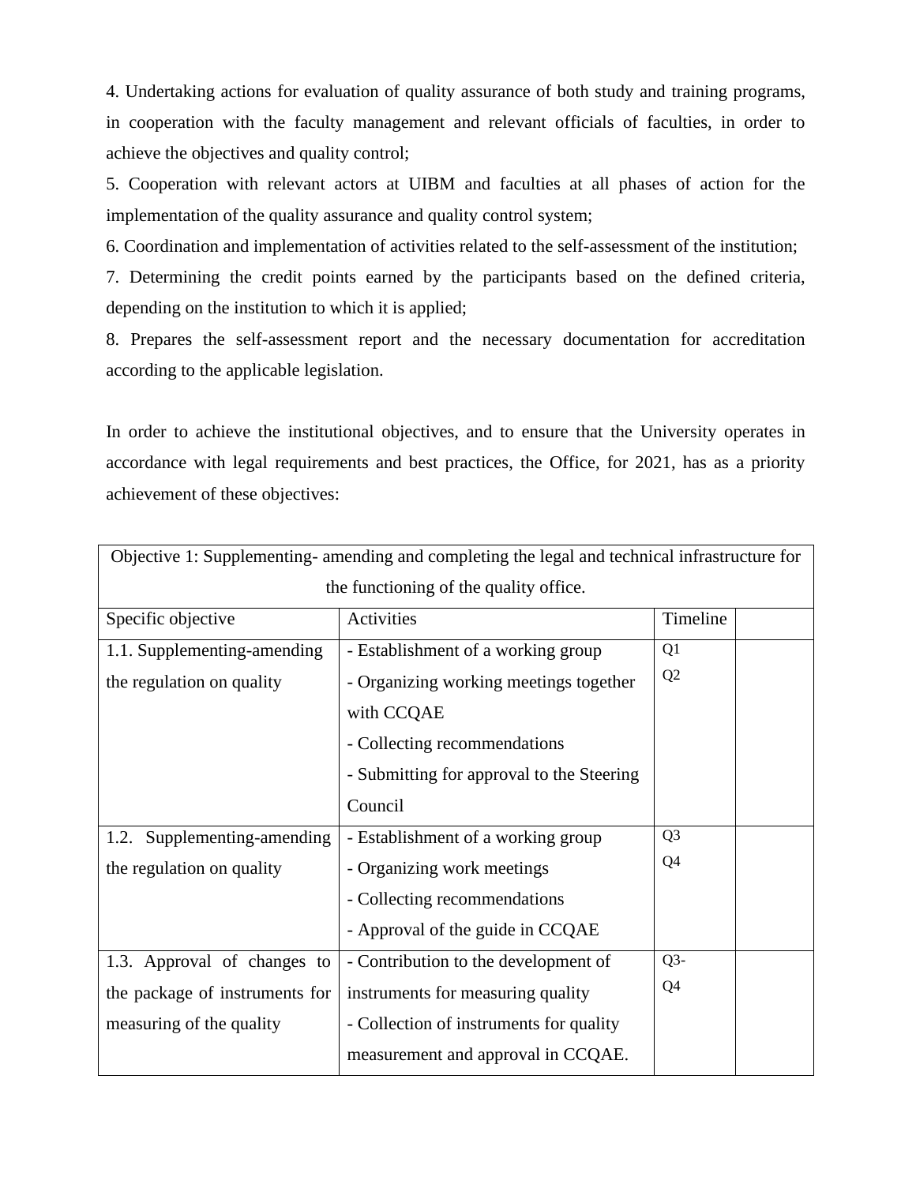4. Undertaking actions for evaluation of quality assurance of both study and training programs, in cooperation with the faculty management and relevant officials of faculties, in order to achieve the objectives and quality control;

5. Cooperation with relevant actors at UIBM and faculties at all phases of action for the implementation of the quality assurance and quality control system;

6. Coordination and implementation of activities related to the self-assessment of the institution;

7. Determining the credit points earned by the participants based on the defined criteria, depending on the institution to which it is applied;

8. Prepares the self-assessment report and the necessary documentation for accreditation according to the applicable legislation.

In order to achieve the institutional objectives, and to ensure that the University operates in accordance with legal requirements and best practices, the Office, for 2021, has as a priority achievement of these objectives:

| Objective 1: Supplementing- amending and completing the legal and technical infrastructure for the functioning of the quality office. | | | |
|---|---|---|---|
| Specific objective | Activities | Timeline | |
| 1.1. Supplementing-amending the regulation on quality | - Establishment of a working group<br>- Organizing working meetings together with CCQAE<br>- Collecting recommendations<br>- Submitting for approval to the Steering Council | Q1<br>Q2 | |
| 1.2. Supplementing-amending the regulation on quality | - Establishment of a working group<br>- Organizing work meetings<br>- Collecting recommendations<br>- Approval of the guide in CCQAE | Q3<br>Q4 | |
| 1.3. Approval of changes to the package of instruments for measuring of the quality | - Contribution to the development of instruments for measuring quality<br>- Collection of instruments for quality measurement and approval in CCQAE. | Q3-<br>Q4 | |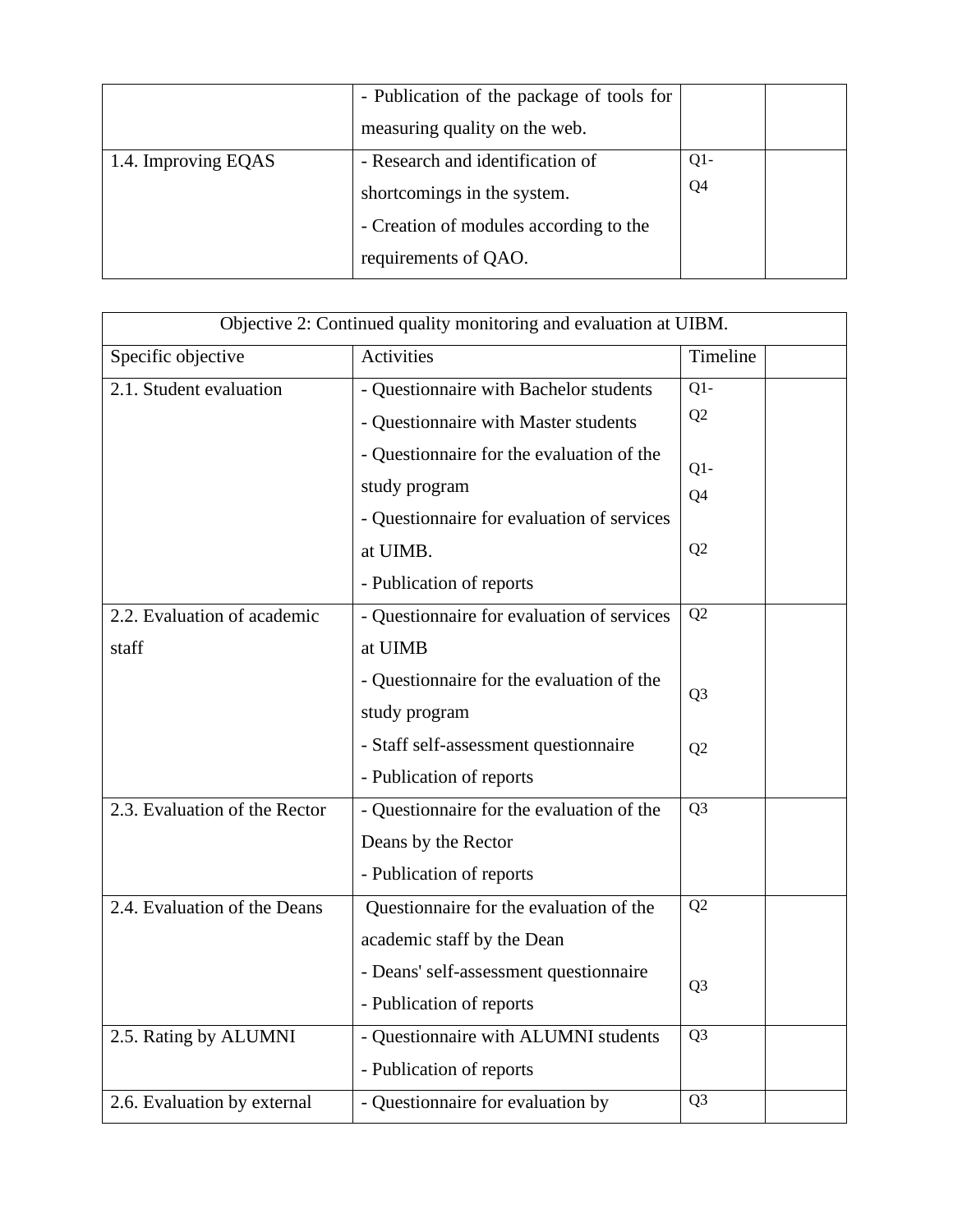|  | - Publication of the package of tools for measuring quality on the web. |  |  |
|---|---|---|---|
| 1.4. Improving EQAS | - Research and identification of shortcomings in the system.<br>- Creation of modules according to the requirements of QAO. | Q1-Q4 |  |

| Objective 2: Continued quality monitoring and evaluation at UIBM. | | | |
|---|---|---|---|
| Specific objective | Activities | Timeline |  |
| 2.1. Student evaluation | - Questionnaire with Bachelor students<br>- Questionnaire with Master students<br>- Questionnaire for the evaluation of the study program<br>- Questionnaire for evaluation of services at UIMB.<br>- Publication of reports | Q1-Q2<br><br>Q1-Q4<br><br>Q2 |  |
| 2.2. Evaluation of academic staff | - Questionnaire for evaluation of services at UIMB<br>- Questionnaire for the evaluation of the study program<br>- Staff self-assessment questionnaire<br>- Publication of reports | Q2<br><br>Q3<br><br>Q2 |  |
| 2.3. Evaluation of the Rector | - Questionnaire for the evaluation of the Deans by the Rector<br>- Publication of reports | Q3 |  |
| 2.4. Evaluation of the Deans | Questionnaire for the evaluation of the academic staff by the Dean<br>- Deans' self-assessment questionnaire<br>- Publication of reports | Q2<br><br>Q3 |  |
| 2.5. Rating by ALUMNI | - Questionnaire with ALUMNI students<br>- Publication of reports | Q3 |  |
| 2.6. Evaluation by external | - Questionnaire for evaluation by | Q3 |  |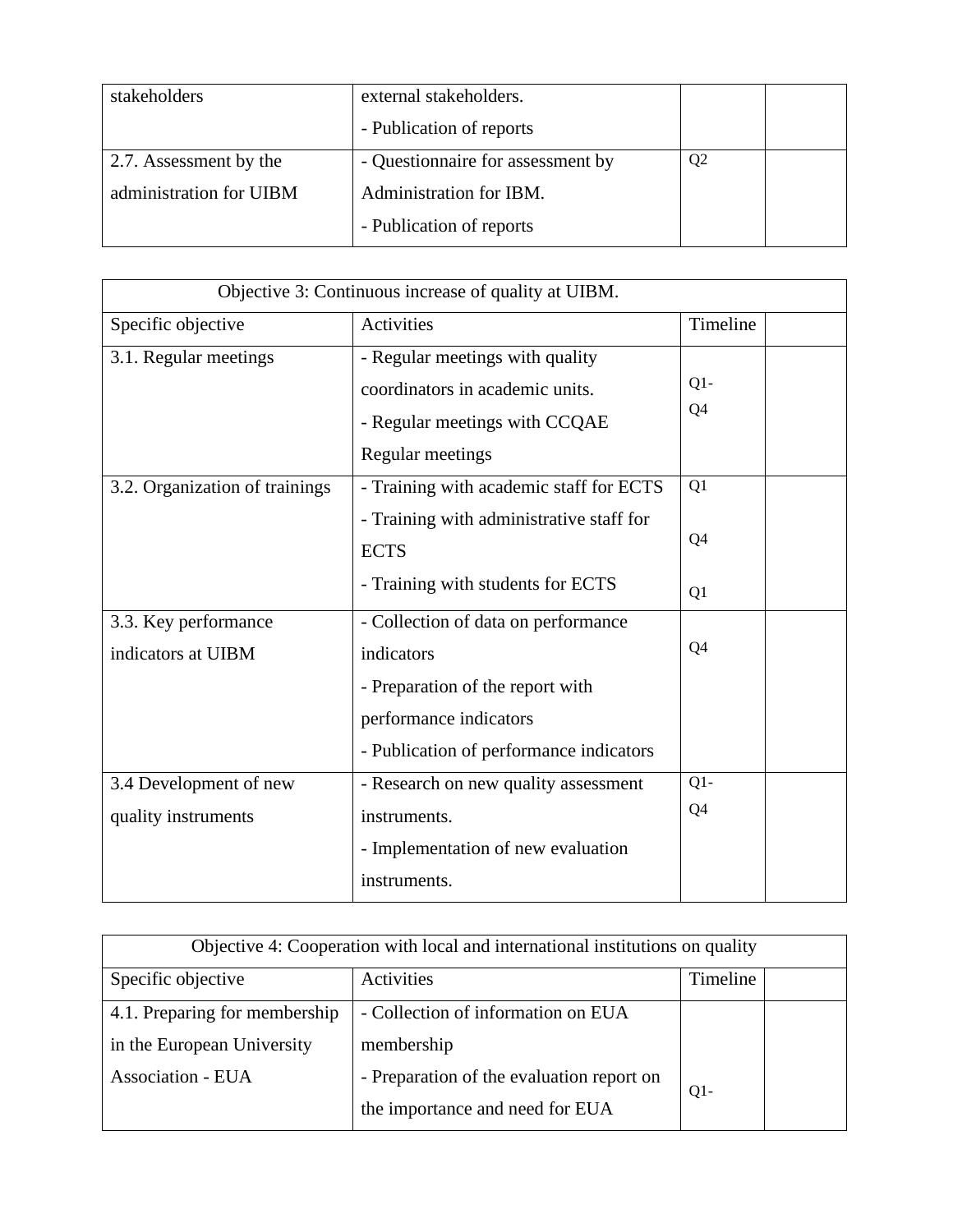| stakeholders | external stakeholders.<br>- Publication of reports | | |
|---|---|---|---|
| 2.7. Assessment by the administration for UIBM | - Questionnaire for assessment by Administration for IBM.<br>- Publication of reports | Q2 | |

| Objective 3: Continuous increase of quality at UIBM. | | | |
|---|---|---|---|
| Specific objective | Activities | Timeline | |
| 3.1. Regular meetings | - Regular meetings with quality coordinators in academic units.<br>- Regular meetings with CCQAE Regular meetings | Q1-Q4 | |
| 3.2. Organization of trainings | - Training with academic staff for ECTS<br>- Training with administrative staff for ECTS<br>- Training with students for ECTS | Q1<br>Q4<br>Q1 | |
| 3.3. Key performance indicators at UIBM | - Collection of data on performance indicators<br>- Preparation of the report with performance indicators<br>- Publication of performance indicators | Q4 | |
| 3.4 Development of new quality instruments | - Research on new quality assessment instruments.<br>- Implementation of new evaluation instruments. | Q1-Q4 | |

| Objective 4: Cooperation with local and international institutions on quality | | | |
|---|---|---|---|
| Specific objective | Activities | Timeline | |
| 4.1. Preparing for membership in the European University Association - EUA | - Collection of information on EUA membership<br>- Preparation of the evaluation report on the importance and need for EUA | Q1- | |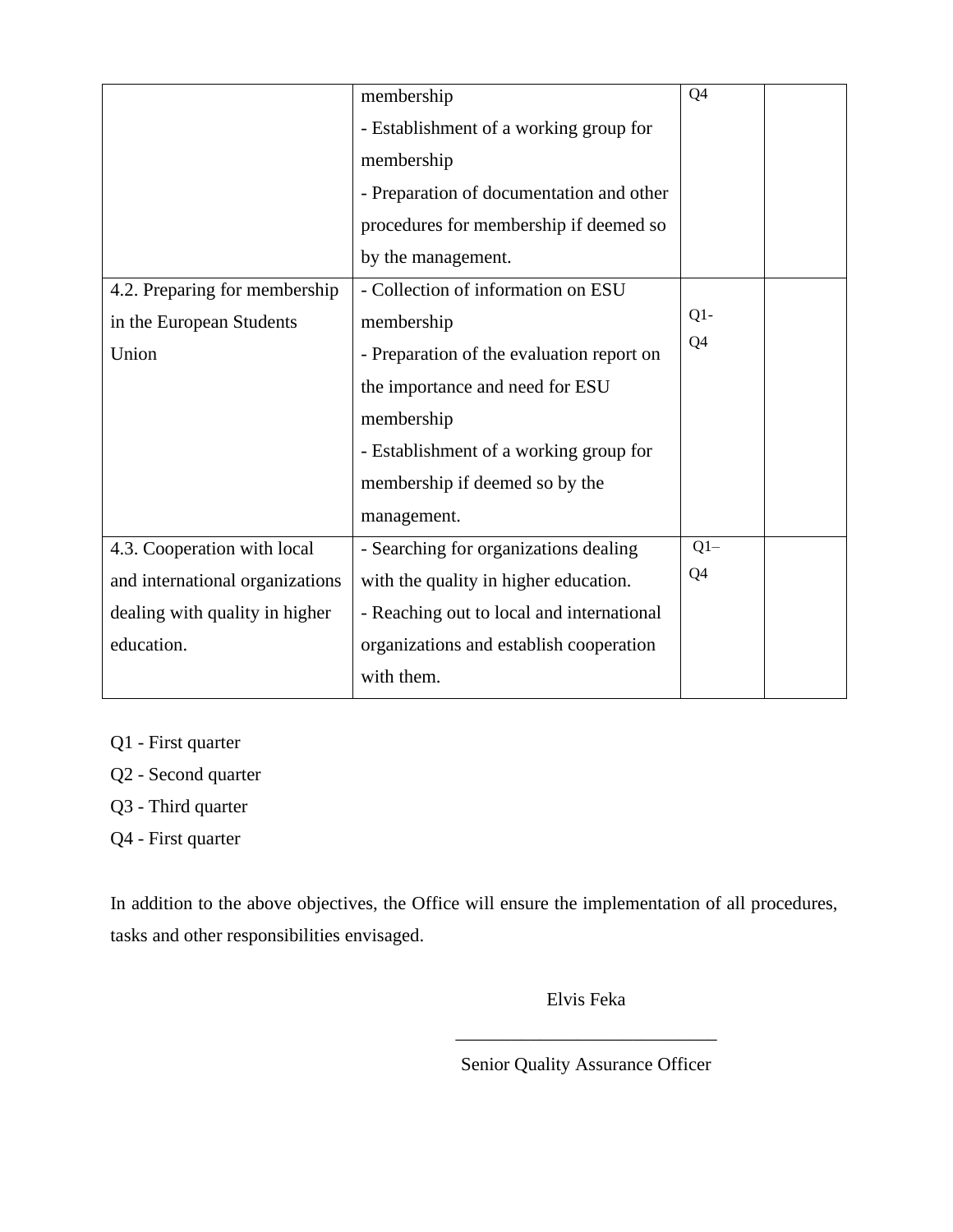| | | | |
|---|---|---|---|
| | membership<br>- Establishment of a working group for membership<br>- Preparation of documentation and other procedures for membership if deemed so by the management. | Q4 | |
| 4.2. Preparing for membership in the European Students Union | - Collection of information on ESU membership<br>- Preparation of the evaluation report on the importance and need for ESU membership<br>- Establishment of a working group for membership if deemed so by the management. | Q1-Q4 | |
| 4.3. Cooperation with local and international organizations dealing with quality in higher education. | - Searching for organizations dealing with the quality in higher education.<br>- Reaching out to local and international organizations and establish cooperation with them. | Q1–Q4 | |

Q1 - First quarter
Q2 - Second quarter
Q3 - Third quarter
Q4 - First quarter

In addition to the above objectives, the Office will ensure the implementation of all procedures, tasks and other responsibilities envisaged.

Elvis Feka

_____________________________

Senior Quality Assurance Officer